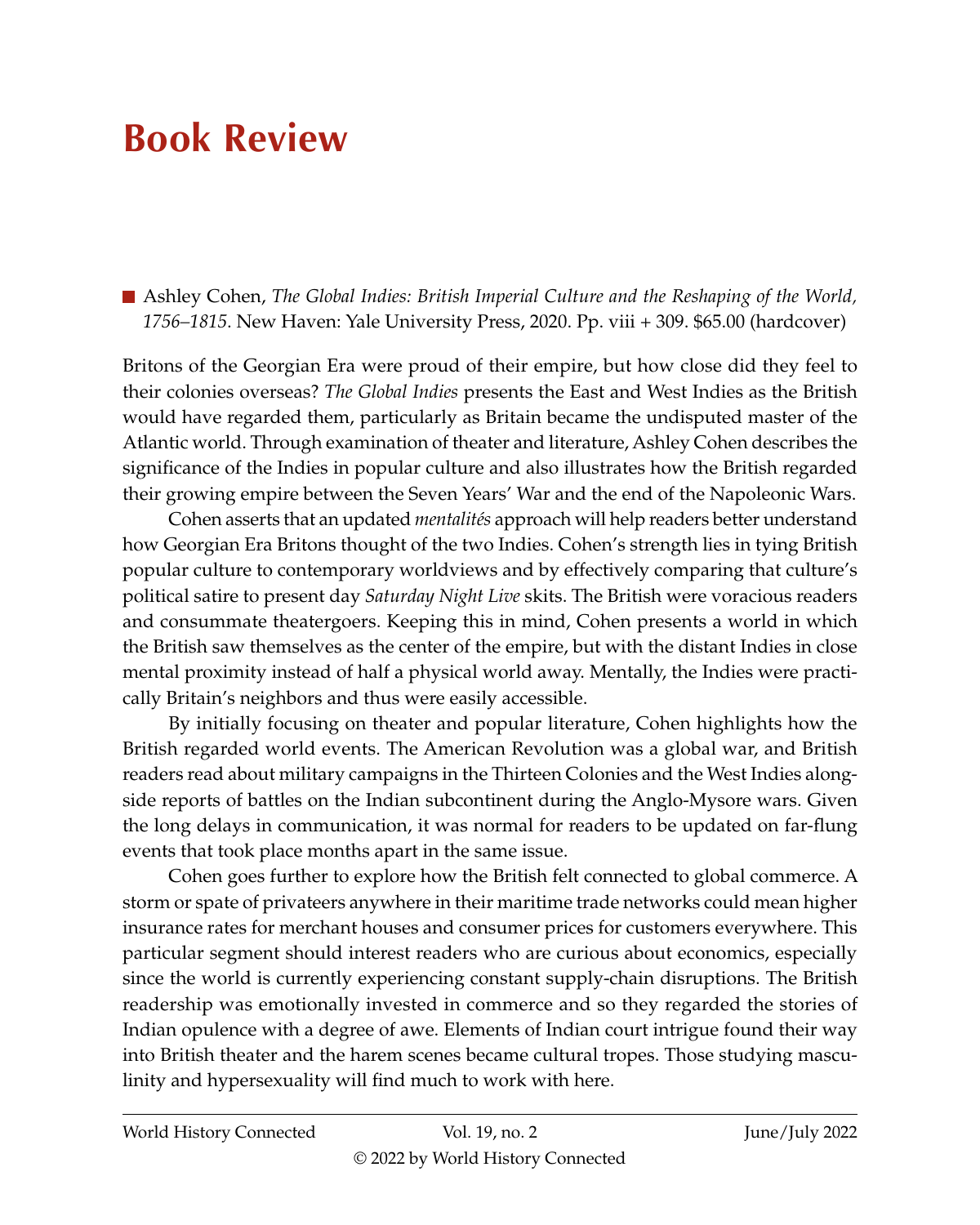# Book Review

- Ashley Cohen, *The Global Indies: British Imperial Culture and the Reshaping of the World, 1756–1815*. New Haven: Yale University Press, 2020. Pp. viii + 309. $65.00 (hardcover)

Britons of the Georgian Era were proud of their empire, but how close did they feel to their colonies overseas? *The Global Indies* presents the East and West Indies as the British would have regarded them, particularly as Britain became the undisputed master of the Atlantic world. Through examination of theater and literature, Ashley Cohen describes the significance of the Indies in popular culture and also illustrates how the British regarded their growing empire between the Seven Years' War and the end of the Napoleonic Wars.

Cohen asserts that an updated *mentalités* approach will help readers better understand how Georgian Era Britons thought of the two Indies. Cohen's strength lies in tying British popular culture to contemporary worldviews and by effectively comparing that culture's political satire to present day *Saturday Night Live* skits. The British were voracious readers and consummate theatergoers. Keeping this in mind, Cohen presents a world in which the British saw themselves as the center of the empire, but with the distant Indies in close mental proximity instead of half a physical world away. Mentally, the Indies were practically Britain's neighbors and thus were easily accessible.

By initially focusing on theater and popular literature, Cohen highlights how the British regarded world events. The American Revolution was a global war, and British readers read about military campaigns in the Thirteen Colonies and the West Indies alongside reports of battles on the Indian subcontinent during the Anglo-Mysore wars. Given the long delays in communication, it was normal for readers to be updated on far-flung events that took place months apart in the same issue.

Cohen goes further to explore how the British felt connected to global commerce. A storm or spate of privateers anywhere in their maritime trade networks could mean higher insurance rates for merchant houses and consumer prices for customers everywhere. This particular segment should interest readers who are curious about economics, especially since the world is currently experiencing constant supply-chain disruptions. The British readership was emotionally invested in commerce and so they regarded the stories of Indian opulence with a degree of awe. Elements of Indian court intrigue found their way into British theater and the harem scenes became cultural tropes. Those studying masculinity and hypersexuality will find much to work with here.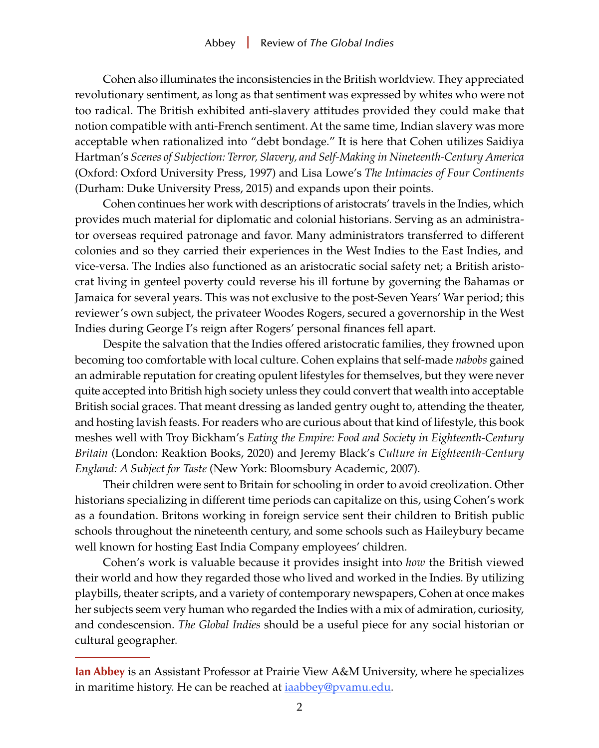Cohen also illuminates the inconsistencies in the British worldview. They appreciated revolutionary sentiment, as long as that sentiment was expressed by whites who were not too radical. The British exhibited anti-slavery attitudes provided they could make that notion compatible with anti-French sentiment. At the same time, Indian slavery was more acceptable when rationalized into "debt bondage." It is here that Cohen utilizes Saidiya Hartman's *Scenes of Subjection: Terror, Slavery, and Self-Making in Nineteenth-Century America* (Oxford: Oxford University Press, 1997) and Lisa Lowe's *The Intimacies of Four Continents* (Durham: Duke University Press, 2015) and expands upon their points.

Cohen continues her work with descriptions of aristocrats' travels in the Indies, which provides much material for diplomatic and colonial historians. Serving as an administrator overseas required patronage and favor. Many administrators transferred to different colonies and so they carried their experiences in the West Indies to the East Indies, and vice-versa. The Indies also functioned as an aristocratic social safety net; a British aristocrat living in genteel poverty could reverse his ill fortune by governing the Bahamas or Jamaica for several years. This was not exclusive to the post-Seven Years' War period; this reviewer's own subject, the privateer Woodes Rogers, secured a governorship in the West Indies during George I's reign after Rogers' personal finances fell apart.

Despite the salvation that the Indies offered aristocratic families, they frowned upon becoming too comfortable with local culture. Cohen explains that self-made *nabobs* gained an admirable reputation for creating opulent lifestyles for themselves, but they were never quite accepted into British high society unless they could convert that wealth into acceptable British social graces. That meant dressing as landed gentry ought to, attending the theater, and hosting lavish feasts. For readers who are curious about that kind of lifestyle, this book meshes well with Troy Bickham's *Eating the Empire: Food and Society in Eighteenth-Century Britain* (London: Reaktion Books, 2020) and Jeremy Black's *Culture in Eighteenth-Century England: A Subject for Taste* (New York: Bloomsbury Academic, 2007).

Their children were sent to Britain for schooling in order to avoid creolization. Other historians specializing in different time periods can capitalize on this, using Cohen's work as a foundation. Britons working in foreign service sent their children to British public schools throughout the nineteenth century, and some schools such as Haileybury became well known for hosting East India Company employees' children.

Cohen's work is valuable because it provides insight into *how* the British viewed their world and how they regarded those who lived and worked in the Indies. By utilizing playbills, theater scripts, and a variety of contemporary newspapers, Cohen at once makes her subjects seem very human who regarded the Indies with a mix of admiration, curiosity, and condescension. *The Global Indies* should be a useful piece for any social historian or cultural geographer.

---

**Ian Abbey** is an Assistant Professor at Prairie View A&M University, where he specializes in maritime history. He can be reached at iaabbey@pvamu.edu.